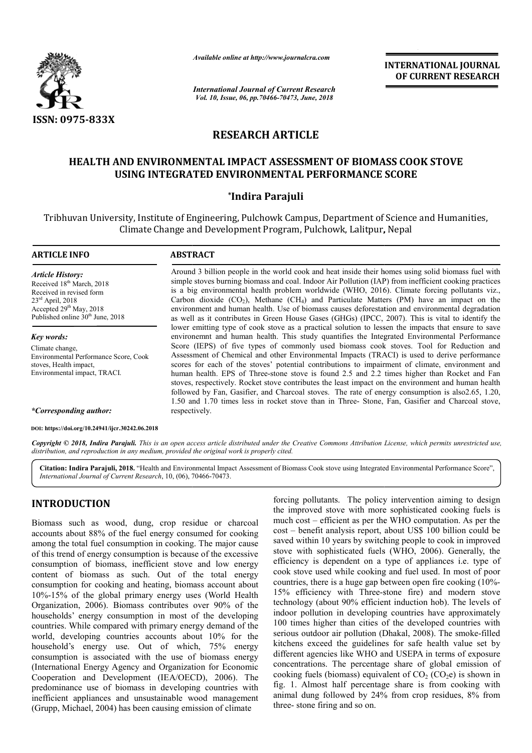ISSN: 0975-833X

*Available online at http://www.journalcra.com*

*International Journal of Current Research*
*Vol. 10, Issue, 06, pp.70466-70473, June, 2018*

**INTERNATIONAL JOURNAL OF CURRENT RESEARCH**

## RESEARCH ARTICLE

# HEALTH AND ENVIRONMENTAL IMPACT ASSESSMENT OF BIOMASS COOK STOVE USING INTEGRATED ENVIRONMENTAL PERFORMANCE SCORE

**\*Indira Parajuli**

Tribhuvan University, Institute of Engineering, Pulchowk Campus, Department of Science and Humanities, Climate Change and Development Program, Pulchowk, Lalitpur, Nepal

### ARTICLE INFO

*Article History:*
Received 18th March, 2018
Received in revised form 23rd April, 2018
Accepted 29th May, 2018
Published online 30th June, 2018

*Key words:*
Climate change, Environmental Performance Score, Cook stoves, Health impact, Environmental impact, TRACI.

*\*Corresponding author:*

### ABSTRACT

Around 3 billion people in the world cook and heat inside their homes using solid biomass fuel with simple stoves burning biomass and coal. Indoor Air Pollution (IAP) from inefficient cooking practices is a big environmental health problem worldwide (WHO, 2016). Climate forcing pollutants viz., Carbon dioxide ($CO_2$), Methane ($CH_4$) and Particulate Matters (PM) have an impact on the environment and human health. Use of biomass causes deforestation and environmental degradation as well as it contributes in Green House Gases (GHGs) (IPCC, 2007). This is vital to identify the lower emitting type of cook stove as a practical solution to lessen the impacts that ensure to save environemnt and human health. This study quantifies the Integrated Environmental Performance Score (IEPS) of five types of commonly used biomass cook stoves. Tool for Reduction and Assessment of Chemical and other Environmental Impacts (TRACI) is used to derive performance scores for each of the stoves' potential contributions to impairment of climate, environment and human health. EPS of Three-stone stove is found 2.5 and 2.2 times higher than Rocket and Fan stoves, respectively. Rocket stove contributes the least impact on the environment and human health followed by Fan, Gasifier, and Charcoal stoves. The rate of energy consumption is also2.65, 1.20, 1.50 and 1.70 times less in rocket stove than in Three- Stone, Fan, Gasifier and Charcoal stove, respectively.

DOI: https://doi.org/10.24941/ijcr.30242.06.2018

*Copyright © 2018, Indira Parajuli. This is an open access article distributed under the Creative Commons Attribution License, which permits unrestricted use, distribution, and reproduction in any medium, provided the original work is properly cited.*

**Citation: Indira Parajuli, 2018.** "Health and Environmental Impact Assessment of Biomass Cook stove using Integrated Environmental Performance Score", *International Journal of Current Research*, 10, (06), 70466-70473.

## INTRODUCTION

Biomass such as wood, dung, crop residue or charcoal accounts about 88% of the fuel energy consumed for cooking among the total fuel consumption in cooking. The major cause of this trend of energy consumption is because of the excessive consumption of biomass, inefficient stove and low energy content of biomass as such. Out of the total energy consumption for cooking and heating, biomass account about 10%-15% of the global primary energy uses (World Health Organization, 2006). Biomass contributes over 90% of the households' energy consumption in most of the developing countries. While compared with primary energy demand of the world, developing countries accounts about 10% for the household's energy use. Out of which, 75% energy consumption is associated with the use of biomass energy (International Energy Agency and Organization for Economic Cooperation and Development (IEA/OECD), 2006). The predominance use of biomass in developing countries with inefficient appliances and unsustainable wood management (Grupp, Michael, 2004) has been causing emission of climate forcing pollutants. The policy intervention aiming to design the improved stove with more sophisticated cooking fuels is much cost – efficient as per the WHO computation. As per the cost – benefit analysis report, about US$ 100 billion could be saved within 10 years by switching people to cook in improved stove with sophisticated fuels (WHO, 2006). Generally, the efficiency is dependent on a type of appliances i.e. type of cook stove used while cooking and fuel used. In most of poor countries, there is a huge gap between open fire cooking (10%-15% efficiency with Three-stone fire) and modern stove technology (about 90% efficient induction hob). The levels of indoor pollution in developing countries have approximately 100 times higher than cities of the developed countries with serious outdoor air pollution (Dhakal, 2008). The smoke-filled kitchens exceed the guidelines for safe health value set by different agencies like WHO and USEPA in terms of exposure concentrations. The percentage share of global emission of cooking fuels (biomass) equivalent of $CO_2$ ($CO_2e$) is shown in fig. 1. Almost half percentage share is from cooking with animal dung followed by 24% from crop residues, 8% from three- stone firing and so on.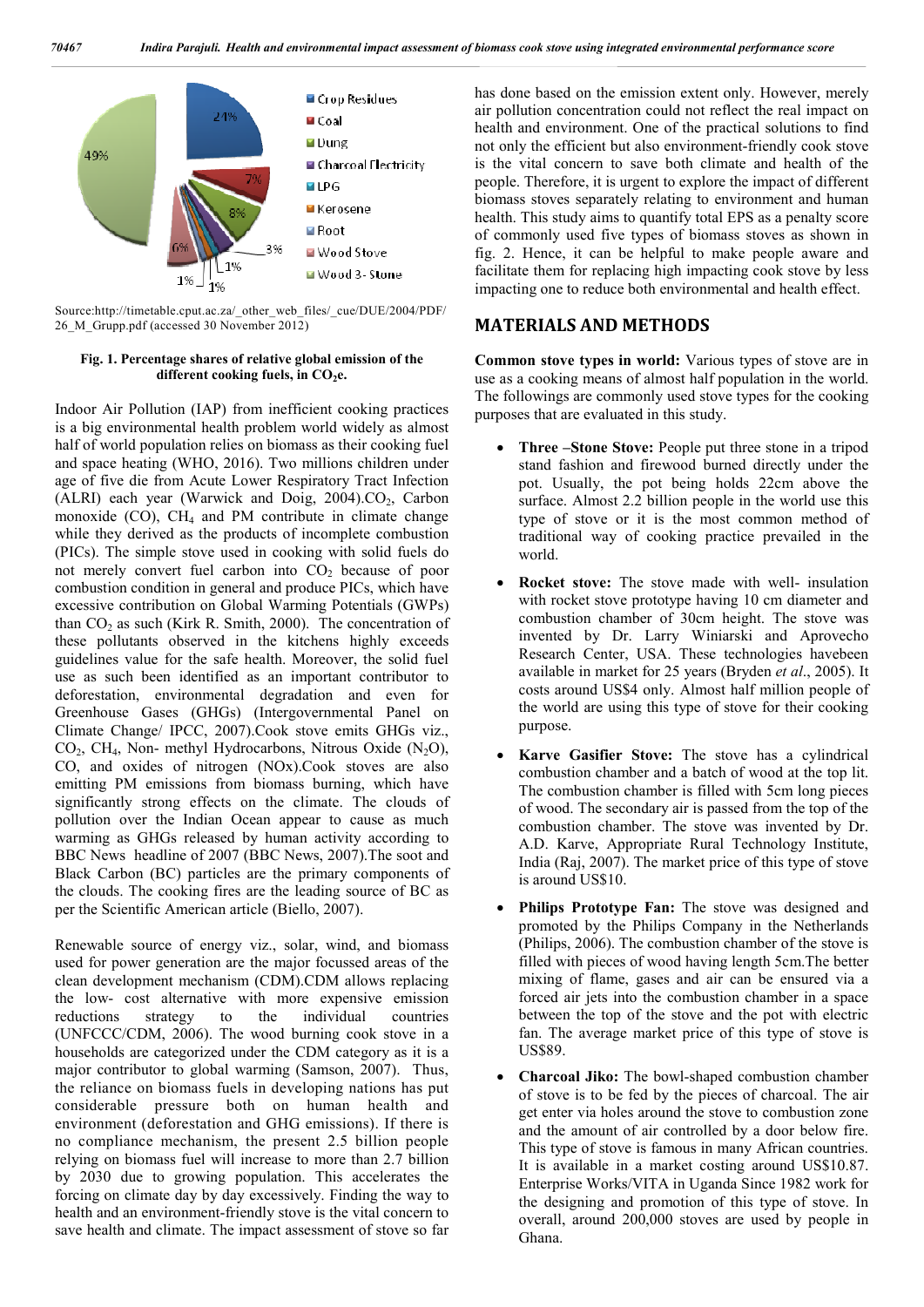Source:http://timetable.cput.ac.za/_other_web_files/_cue/DUE/2004/PDF/26_M_Grupp.pdf (accessed 30 November 2012)

**Fig. 1. Percentage shares of relative global emission of the different cooking fuels, in $CO_2$e.**

Indoor Air Pollution (IAP) from inefficient cooking practices is a big environmental health problem world widely as almost half of world population relies on biomass as their cooking fuel and space heating (WHO, 2016). Two millions children under age of five die from Acute Lower Respiratory Tract Infection (ALRI) each year (Warwick and Doig, 2004).$CO_2$, Carbon monoxide (CO), $CH_4$ and PM contribute in climate change while they derived as the products of incomplete combustion (PICs). The simple stove used in cooking with solid fuels do not merely convert fuel carbon into $CO_2$ because of poor combustion condition in general and produce PICs, which have excessive contribution on Global Warming Potentials (GWPs) than $CO_2$ as such (Kirk R. Smith, 2000). The concentration of these pollutants observed in the kitchens highly exceeds guidelines value for the safe health. Moreover, the solid fuel use as such been identified as an important contributor to deforestation, environmental degradation and even for Greenhouse Gases (GHGs) (Intergovernmental Panel on Climate Change/ IPCC, 2007).Cook stove emits GHGs viz., $CO_2$, $CH_4$, Non- methyl Hydrocarbons, Nitrous Oxide ($N_2O$), CO, and oxides of nitrogen (NOx).Cook stoves are also emitting PM emissions from biomass burning, which have significantly strong effects on the climate. The clouds of pollution over the Indian Ocean appear to cause as much warming as GHGs released by human activity according to BBC News headline of 2007 (BBC News, 2007).The soot and Black Carbon (BC) particles are the primary components of the clouds. The cooking fires are the leading source of BC as per the Scientific American article (Biello, 2007).

Renewable source of energy viz., solar, wind, and biomass used for power generation are the major focussed areas of the clean development mechanism (CDM).CDM allows replacing the low- cost alternative with more expensive emission reductions strategy to the individual countries (UNFCCC/CDM, 2006). The wood burning cook stove in a households are categorized under the CDM category as it is a major contributor to global warming (Samson, 2007). Thus, the reliance on biomass fuels in developing nations has put considerable pressure both on human health and environment (deforestation and GHG emissions). If there is no compliance mechanism, the present 2.5 billion people relying on biomass fuel will increase to more than 2.7 billion by 2030 due to growing population. This accelerates the forcing on climate day by day excessively. Finding the way to health and an environment-friendly stove is the vital concern to save health and climate. The impact assessment of stove so far has done based on the emission extent only. However, merely air pollution concentration could not reflect the real impact on health and environment. One of the practical solutions to find not only the efficient but also environment-friendly cook stove is the vital concern to save both climate and health of the people. Therefore, it is urgent to explore the impact of different biomass stoves separately relating to environment and human health. This study aims to quantify total EPS as a penalty score of commonly used five types of biomass stoves as shown in fig. 2. Hence, it can be helpful to make people aware and facilitate them for replacing high impacting cook stove by less impacting one to reduce both environmental and health effect.

## MATERIALS AND METHODS

**Common stove types in world:** Various types of stove are in use as a cooking means of almost half population in the world. The followings are commonly used stove types for the cooking purposes that are evaluated in this study.

- **Three –Stone Stove:** People put three stone in a tripod stand fashion and firewood burned directly under the pot. Usually, the pot being holds 22cm above the surface. Almost 2.2 billion people in the world use this type of stove or it is the most common method of traditional way of cooking practice prevailed in the world.
- **Rocket stove:** The stove made with well- insulation with rocket stove prototype having 10 cm diameter and combustion chamber of 30cm height. The stove was invented by Dr. Larry Winiarski and Aprovecho Research Center, USA. These technologies havebeen available in market for 25 years (Bryden *et al*., 2005). It costs around US$4 only. Almost half million people of the world are using this type of stove for their cooking purpose.
- **Karve Gasifier Stove:** The stove has a cylindrical combustion chamber and a batch of wood at the top lit. The combustion chamber is filled with 5cm long pieces of wood. The secondary air is passed from the top of the combustion chamber. The stove was invented by Dr. A.D. Karve, Appropriate Rural Technology Institute, India (Raj, 2007). The market price of this type of stove is around US$10.
- **Philips Prototype Fan:** The stove was designed and promoted by the Philips Company in the Netherlands (Philips, 2006). The combustion chamber of the stove is filled with pieces of wood having length 5cm.The better mixing of flame, gases and air can be ensured via a forced air jets into the combustion chamber in a space between the top of the stove and the pot with electric fan. The average market price of this type of stove is US$89.
- **Charcoal Jiko:** The bowl-shaped combustion chamber of stove is to be fed by the pieces of charcoal. The air get enter via holes around the stove to combustion zone and the amount of air controlled by a door below fire. This type of stove is famous in many African countries. It is available in a market costing around US$10.87. Enterprise Works/VITA in Uganda Since 1982 work for the designing and promotion of this type of stove. In overall, around 200,000 stoves are used by people in Ghana.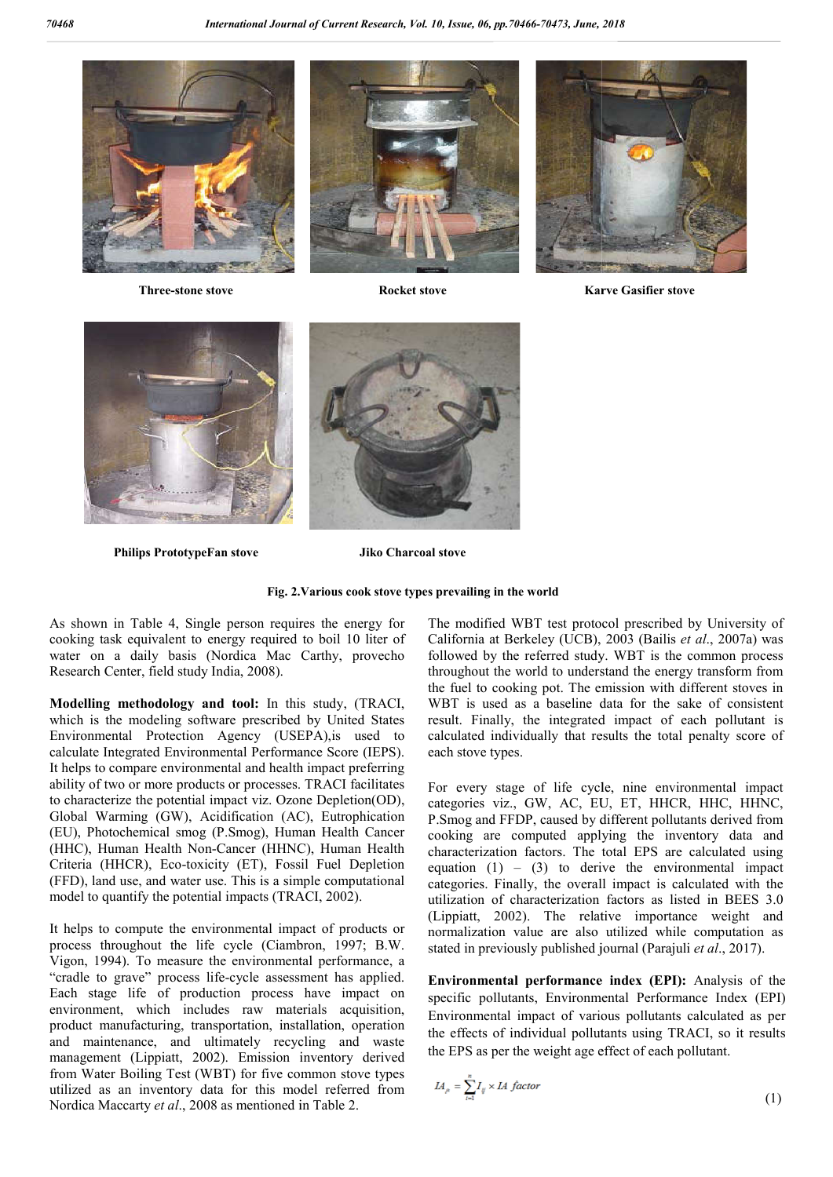Three-stone stove

Rocket stove

Karve Gasifier stove

Philips PrototypeFan stove

Jiko Charcoal stove

**Fig. 2.Various cook stove types prevailing in the world**

As shown in Table 4, Single person requires the energy for cooking task equivalent to energy required to boil 10 liter of water on a daily basis (Nordica Mac Carthy, provecho Research Center, field study India, 2008).

**Modelling methodology and tool:** In this study, (TRACI, which is the modeling software prescribed by United States Environmental Protection Agency (USEPA),is used to calculate Integrated Environmental Performance Score (IEPS). It helps to compare environmental and health impact preferring ability of two or more products or processes. TRACI facilitates to characterize the potential impact viz. Ozone Depletion(OD), Global Warming (GW), Acidification (AC), Eutrophication (EU), Photochemical smog (P.Smog), Human Health Cancer (HHC), Human Health Non-Cancer (HHNC), Human Health Criteria (HHCR), Eco-toxicity (ET), Fossil Fuel Depletion (FFD), land use, and water use. This is a simple computational model to quantify the potential impacts (TRACI, 2002).

It helps to compute the environmental impact of products or process throughout the life cycle (Ciambron, 1997; B.W. Vigon, 1994). To measure the environmental performance, a "cradle to grave" process life-cycle assessment has applied. Each stage life of production process have impact on environment, which includes raw materials acquisition, product manufacturing, transportation, installation, operation and maintenance, and ultimately recycling and waste management (Lippiatt, 2002). Emission inventory derived from Water Boiling Test (WBT) for five common stove types utilized as an inventory data for this model referred from Nordica Maccarty *et al*., 2008 as mentioned in Table 2.

The modified WBT test protocol prescribed by University of California at Berkeley (UCB), 2003 (Bailis *et al*., 2007a) was followed by the referred study. WBT is the common process throughout the world to understand the energy transform from the fuel to cooking pot. The emission with different stoves in WBT is used as a baseline data for the sake of consistent result. Finally, the integrated impact of each pollutant is calculated individually that results the total penalty score of each stove types.

For every stage of life cycle, nine environmental impact categories viz., GW, AC, EU, ET, HHCR, HHC, HHNC, P.Smog and FFDP, caused by different pollutants derived from cooking are computed applying the inventory data and characterization factors. The total EPS are calculated using equation (1) – (3) to derive the environmental impact categories. Finally, the overall impact is calculated with the utilization of characterization factors as listed in BEES 3.0 (Lippiatt, 2002). The relative importance weight and normalization value are also utilized while computation as stated in previously published journal (Parajuli *et al*., 2017).

**Environmental performance index (EPI):** Analysis of the specific pollutants, Environmental Performance Index (EPI) Environmental impact of various pollutants calculated as per the effects of individual pollutants using TRACI, so it results the EPS as per the weight age effect of each pollutant.

$$IA_{jk} = \sum_{i=1}^{n} I_{ij} \times IA\ factor \tag{1}$$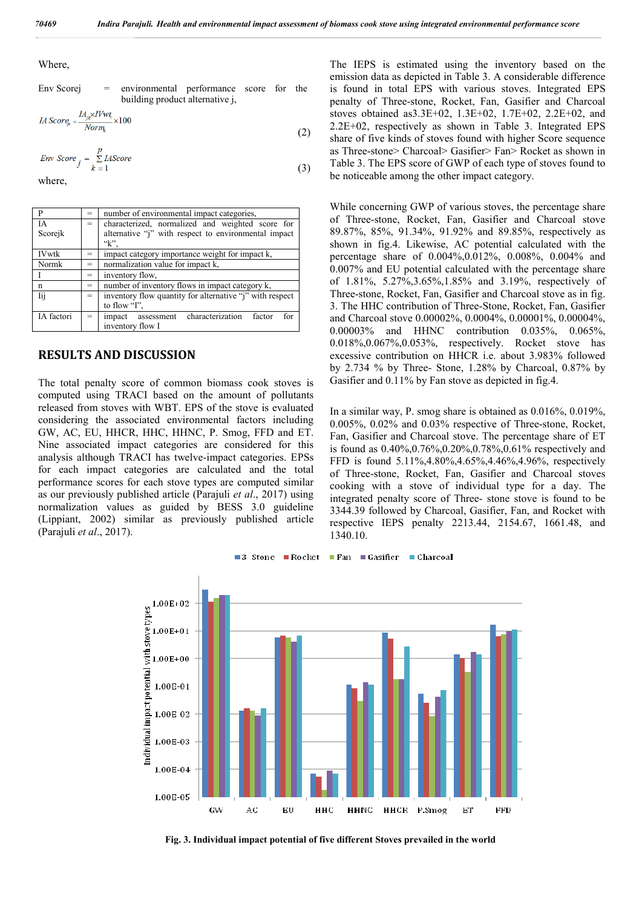Where,

Env Scorej = environmental performance score for the building product alternative j,

$$IA\ Score_{jk} = \frac{IA_{jk} \times IVwt_k}{Norm_k} \times 100 \quad (2)$$

$$Env\ Score_j = \sum_{k=1}^{p} IAScore \quad (3)$$

where,

| | | |
|---|---|---|
| P | = | number of environmental impact categories, |
| IA Scorejk | = | characterized, normalized and weighted score for alternative "j" with respect to environmental impact "k", |
| IVwtk | = | impact category importance weight for impact k, |
| Normk | = | normalization value for impact k, |
| I | = | inventory flow, |
| n | = | number of inventory flows in impact category k, |
| Iij | = | inventory flow quantity for alternative "j" with respect to flow "I", |
| IA factori | = | impact assessment characterization factor for inventory flow I |

## RESULTS AND DISCUSSION

The total penalty score of common biomass cook stoves is computed using TRACI based on the amount of pollutants released from stoves with WBT. EPS of the stove is evaluated considering the associated environmental factors including GW, AC, EU, HHCR, HHC, HHNC, P. Smog, FFD and ET. Nine associated impact categories are considered for this analysis although TRACI has twelve-impact categories. EPSs for each impact categories are calculated and the total performance scores for each stove types are computed similar as our previously published article (Parajuli *et al*., 2017) using normalization values as guided by BESS 3.0 guideline (Lippiant, 2002) similar as previously published article (Parajuli *et al*., 2017).

The IEPS is estimated using the inventory based on the emission data as depicted in Table 3. A considerable difference is found in total EPS with various stoves. Integrated EPS penalty of Three-stone, Rocket, Fan, Gasifier and Charcoal stoves obtained as3.3E+02, 1.3E+02, 1.7E+02, 2.2E+02, and 2.2E+02, respectively as shown in Table 3. Integrated EPS share of five kinds of stoves found with higher Score sequence as Three-stone> Charcoal> Gasifier> Fan> Rocket as shown in Table 3. The EPS score of GWP of each type of stoves found to be noticeable among the other impact category.

While concerning GWP of various stoves, the percentage share of Three-stone, Rocket, Fan, Gasifier and Charcoal stove 89.87%, 85%, 91.34%, 91.92% and 89.85%, respectively as shown in fig.4. Likewise, AC potential calculated with the percentage share of 0.004%,0.012%, 0.008%, 0.004% and 0.007% and EU potential calculated with the percentage share of 1.81%, 5.27%,3.65%,1.85% and 3.19%, respectively of Three-stone, Rocket, Fan, Gasifier and Charcoal stove as in fig. 3. The HHC contribution of Three-Stone, Rocket, Fan, Gasifier and Charcoal stove 0.00002%, 0.0004%, 0.00001%, 0.00004%, 0.00003% and HHNC contribution 0.035%, 0.065%, 0.018%,0.067%,0.053%, respectively. Rocket stove has excessive contribution on HHCR i.e. about 3.983% followed by 2.734 % by Three- Stone, 1.28% by Charcoal, 0.87% by Gasifier and 0.11% by Fan stove as depicted in fig.4.

In a similar way, P. smog share is obtained as 0.016%, 0.019%, 0.005%, 0.02% and 0.03% respective of Three-stone, Rocket, Fan, Gasifier and Charcoal stove. The percentage share of ET is found as 0.40%,0.76%,0.20%,0.78%,0.61% respectively and FFD is found 5.11%,4.80%,4.65%,4.46%,4.96%, respectively of Three-stone, Rocket, Fan, Gasifier and Charcoal stoves cooking with a stove of individual type for a day. The integrated penalty score of Three- stone stove is found to be 3344.39 followed by Charcoal, Gasifier, Fan, and Rocket with respective IEPS penalty 2213.44, 2154.67, 1661.48, and 1340.10.

**Fig. 3. Individual impact potential of five different Stoves prevailed in the world**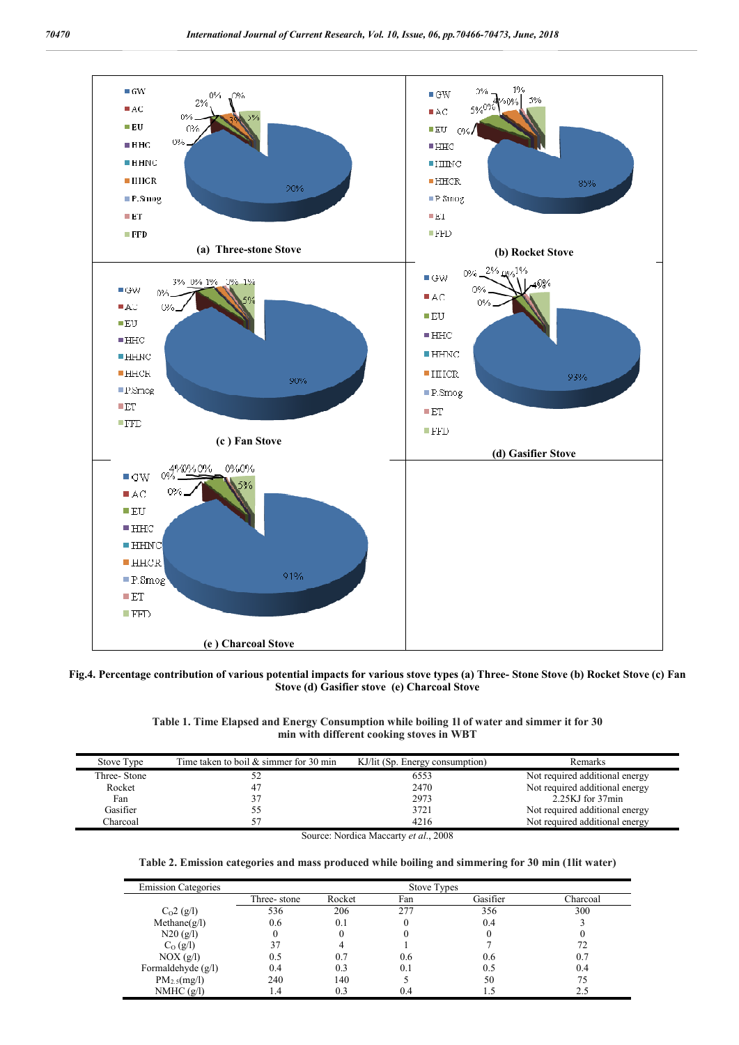Fig.4. Percentage contribution of various potential impacts for various stove types (a) Three- Stone Stove (b) Rocket Stove (c) Fan Stove (d) Gasifier stove (e) Charcoal Stove

Table 1. Time Elapsed and Energy Consumption while boiling 1l of water and simmer it for 30 min with different cooking stoves in WBT

| Stove Type | Time taken to boil & simmer for 30 min | KJ/lit (Sp. Energy consumption) | Remarks |
|---|---|---|---|
| Three- Stone | 52 | 6553 | Not required additional energy |
| Rocket | 47 | 2470 | Not required additional energy |
| Fan | 37 | 2973 | 2.25KJ for 37min |
| Gasifier | 55 | 3721 | Not required additional energy |
| Charcoal | 57 | 4216 | Not required additional energy |

Source: Nordica Maccarty *et al*., 2008

Table 2. Emission categories and mass produced while boiling and simmering for 30 min (1lit water)

| Emission Categories | Stove Types | | | | |
|---|---|---|---|---|---|
| | Three- stone | Rocket | Fan | Gasifier | Charcoal |
| $C_O2$ (g/l) | 536 | 206 | 277 | 356 | 300 |
| Methane(g/l) | 0.6 | 0.1 | 0 | 0.4 | 3 |
| N20 (g/l) | 0 | 0 | 0 | 0 | 0 |
| $C_O$ (g/l) | 37 | 4 | 1 | 7 | 72 |
| NOX (g/l) | 0.5 | 0.7 | 0.6 | 0.6 | 0.7 |
| Formaldehyde (g/l) | 0.4 | 0.3 | 0.1 | 0.5 | 0.4 |
| $PM_{2.5}$(mg/l) | 240 | 140 | 5 | 50 | 75 |
| NMHC (g/l) | 1.4 | 0.3 | 0.4 | 1.5 | 2.5 |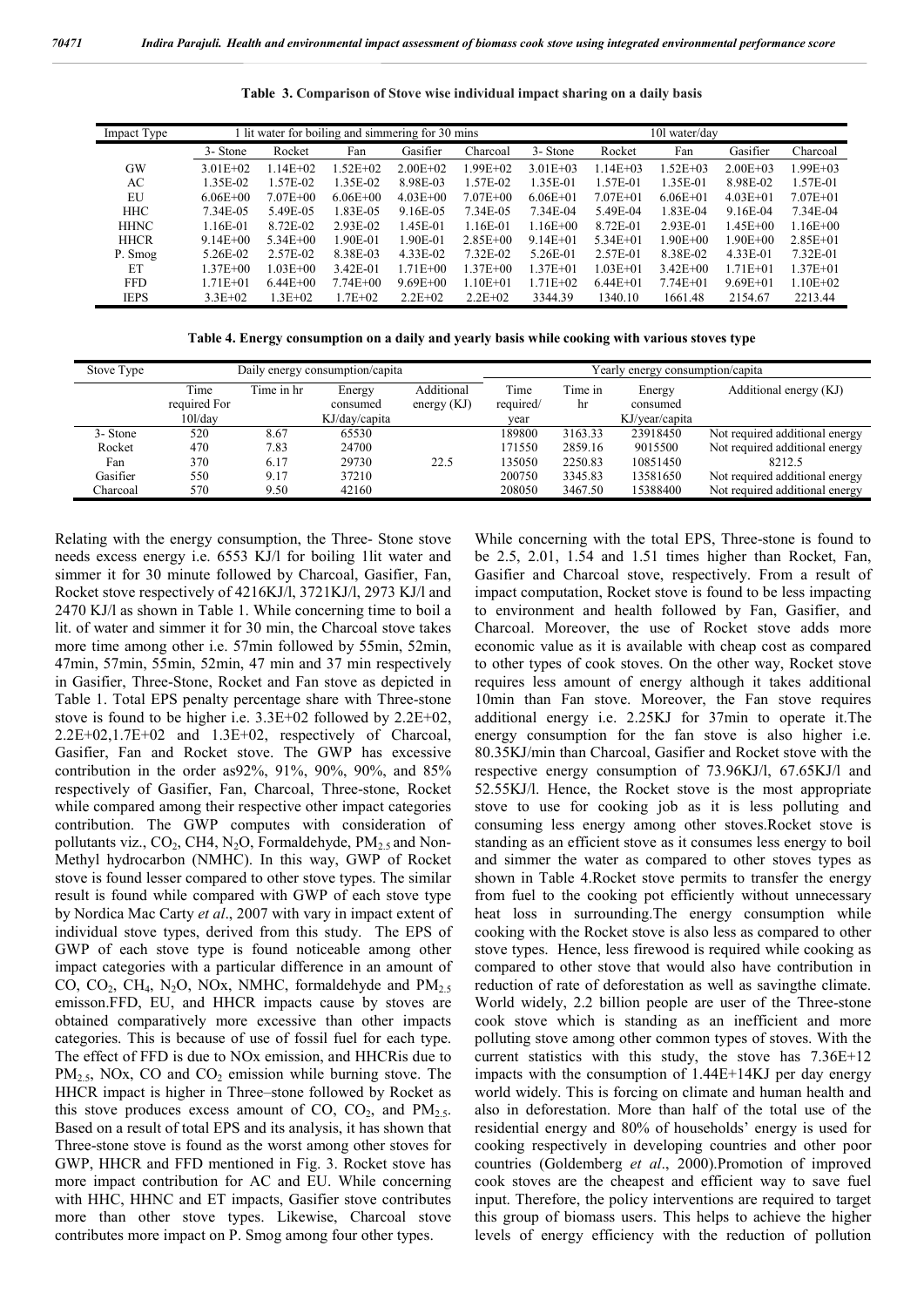**Table 3. Comparison of Stove wise individual impact sharing on a daily basis**

| Impact Type | 1 lit water for boiling and simmering for 30 mins | | | | | 10l water/day | | | | |
|---|---|---|---|---|---|---|---|---|---|---|
| | 3- Stone | Rocket | Fan | Gasifier | Charcoal | 3- Stone | Rocket | Fan | Gasifier | Charcoal |
| GW | 3.01E+02 | 1.14E+02 | 1.52E+02 | 2.00E+02 | 1.99E+02 | 3.01E+03 | 1.14E+03 | 1.52E+03 | 2.00E+03 | 1.99E+03 |
| AC | 1.35E-02 | 1.57E-02 | 1.35E-02 | 8.98E-03 | 1.57E-02 | 1.35E-01 | 1.57E-01 | 1.35E-01 | 8.98E-02 | 1.57E-01 |
| EU | 6.06E+00 | 7.07E+00 | 6.06E+00 | 4.03E+00 | 7.07E+00 | 6.06E+01 | 7.07E+01 | 6.06E+01 | 4.03E+01 | 7.07E+01 |
| HHC | 7.34E-05 | 5.49E-05 | 1.83E-05 | 9.16E-05 | 7.34E-05 | 7.34E-04 | 5.49E-04 | 1.83E-04 | 9.16E-04 | 7.34E-04 |
| HHNC | 1.16E-01 | 8.72E-02 | 2.93E-02 | 1.45E-01 | 1.16E-01 | 1.16E+00 | 8.72E-01 | 2.93E-01 | 1.45E+00 | 1.16E+00 |
| HHCR | 9.14E+00 | 5.34E+00 | 1.90E-01 | 1.90E-01 | 2.85E+00 | 9.14E+01 | 5.34E+01 | 1.90E+00 | 1.90E+00 | 2.85E+01 |
| P. Smog | 5.26E-02 | 2.57E-02 | 8.38E-03 | 4.33E-02 | 7.32E-02 | 5.26E-01 | 2.57E-01 | 8.38E-02 | 4.33E-01 | 7.32E-01 |
| ET | 1.37E+00 | 1.03E+00 | 3.42E-01 | 1.71E+00 | 1.37E+00 | 1.37E+01 | 1.03E+01 | 3.42E+00 | 1.71E+01 | 1.37E+01 |
| FFD | 1.71E+01 | 6.44E+00 | 7.74E+00 | 9.69E+00 | 1.10E+01 | 1.71E+02 | 6.44E+01 | 7.74E+01 | 9.69E+01 | 1.10E+02 |
| IEPS | 3.3E+02 | 1.3E+02 | 1.7E+02 | 2.2E+02 | 2.2E+02 | 3344.39 | 1340.10 | 1661.48 | 2154.67 | 2213.44 |

**Table 4. Energy consumption on a daily and yearly basis while cooking with various stoves type**

| Stove Type | Daily energy consumption/capita | | | | Yearly energy consumption/capita | | | |
|---|---|---|---|---|---|---|---|---|
| | Time required For 10l/day | Time in hr | Energy consumed KJ/day/capita | Additional energy (KJ) | Time required/ year | Time in hr | Energy consumed KJ/year/capita | Additional energy (KJ) |
| 3- Stone | 520 | 8.67 | 65530 | | 189800 | 3163.33 | 23918450 | Not required additional energy |
| Rocket | 470 | 7.83 | 24700 | | 171550 | 2859.16 | 9015500 | Not required additional energy |
| Fan | 370 | 6.17 | 29730 | 22.5 | 135050 | 2250.83 | 10851450 | 8212.5 |
| Gasifier | 550 | 9.17 | 37210 | | 200750 | 3345.83 | 13581650 | Not required additional energy |
| Charcoal | 570 | 9.50 | 42160 | | 208050 | 3467.50 | 15388400 | Not required additional energy |

Relating with the energy consumption, the Three- Stone stove needs excess energy i.e. 6553 KJ/l for boiling 1lit water and simmer it for 30 minute followed by Charcoal, Gasifier, Fan, Rocket stove respectively of 4216KJ/l, 3721KJ/l, 2973 KJ/l and 2470 KJ/l as shown in Table 1. While concerning time to boil a lit. of water and simmer it for 30 min, the Charcoal stove takes more time among other i.e. 57min followed by 55min, 52min, 47min, 57min, 55min, 52min, 47 min and 37 min respectively in Gasifier, Three-Stone, Rocket and Fan stove as depicted in Table 1. Total EPS penalty percentage share with Three-stone stove is found to be higher i.e. 3.3E+02 followed by 2.2E+02, 2.2E+02,1.7E+02 and 1.3E+02, respectively of Charcoal, Gasifier, Fan and Rocket stove. The GWP has excessive contribution in the order as92%, 91%, 90%, 90%, and 85% respectively of Gasifier, Fan, Charcoal, Three-stone, Rocket while compared among their respective other impact categories contribution. The GWP computes with consideration of pollutants viz., $CO_2$, CH4, $N_2O$, Formaldehyde, $PM_{2.5}$ and Non-Methyl hydrocarbon (NMHC). In this way, GWP of Rocket stove is found lesser compared to other stove types. The similar result is found while compared with GWP of each stove type by Nordica Mac Carty *et al*., 2007 with vary in impact extent of individual stove types, derived from this study. The EPS of GWP of each stove type is found noticeable among other impact categories with a particular difference in an amount of CO, $CO_2$, $CH_4$, $N_2O$, NOx, NMHC, formaldehyde and $PM_{2.5}$ emisson.FFD, EU, and HHCR impacts cause by stoves are obtained comparatively more excessive than other impacts categories. This is because of use of fossil fuel for each type. The effect of FFD is due to NOx emission, and HHCRis due to $PM_{2.5}$, NOx, CO and $CO_2$ emission while burning stove. The HHCR impact is higher in Three–stone followed by Rocket as this stove produces excess amount of CO, $CO_2$, and $PM_{2.5}$. Based on a result of total EPS and its analysis, it has shown that Three-stone stove is found as the worst among other stoves for GWP, HHCR and FFD mentioned in Fig. 3. Rocket stove has more impact contribution for AC and EU. While concerning with HHC, HHNC and ET impacts, Gasifier stove contributes more than other stove types. Likewise, Charcoal stove contributes more impact on P. Smog among four other types.

While concerning with the total EPS, Three-stone is found to be 2.5, 2.01, 1.54 and 1.51 times higher than Rocket, Fan, Gasifier and Charcoal stove, respectively. From a result of impact computation, Rocket stove is found to be less impacting to environment and health followed by Fan, Gasifier, and Charcoal. Moreover, the use of Rocket stove adds more economic value as it is available with cheap cost as compared to other types of cook stoves. On the other way, Rocket stove requires less amount of energy although it takes additional 10min than Fan stove. Moreover, the Fan stove requires additional energy i.e. 2.25KJ for 37min to operate it.The energy consumption for the fan stove is also higher i.e. 80.35KJ/min than Charcoal, Gasifier and Rocket stove with the respective energy consumption of 73.96KJ/l, 67.65KJ/l and 52.55KJ/l. Hence, the Rocket stove is the most appropriate stove to use for cooking job as it is less polluting and consuming less energy among other stoves.Rocket stove is standing as an efficient stove as it consumes less energy to boil and simmer the water as compared to other stoves types as shown in Table 4.Rocket stove permits to transfer the energy from fuel to the cooking pot efficiently without unnecessary heat loss in surrounding.The energy consumption while cooking with the Rocket stove is also less as compared to other stove types. Hence, less firewood is required while cooking as compared to other stove that would also have contribution in reduction of rate of deforestation as well as savingthe climate. World widely, 2.2 billion people are user of the Three-stone cook stove which is standing as an inefficient and more polluting stove among other common types of stoves. With the current statistics with this study, the stove has 7.36E+12 impacts with the consumption of 1.44E+14KJ per day energy world widely. This is forcing on climate and human health and also in deforestation. More than half of the total use of the residential energy and 80% of households' energy is used for cooking respectively in developing countries and other poor countries (Goldemberg *et al*., 2000).Promotion of improved cook stoves are the cheapest and efficient way to save fuel input. Therefore, the policy interventions are required to target this group of biomass users. This helps to achieve the higher levels of energy efficiency with the reduction of pollution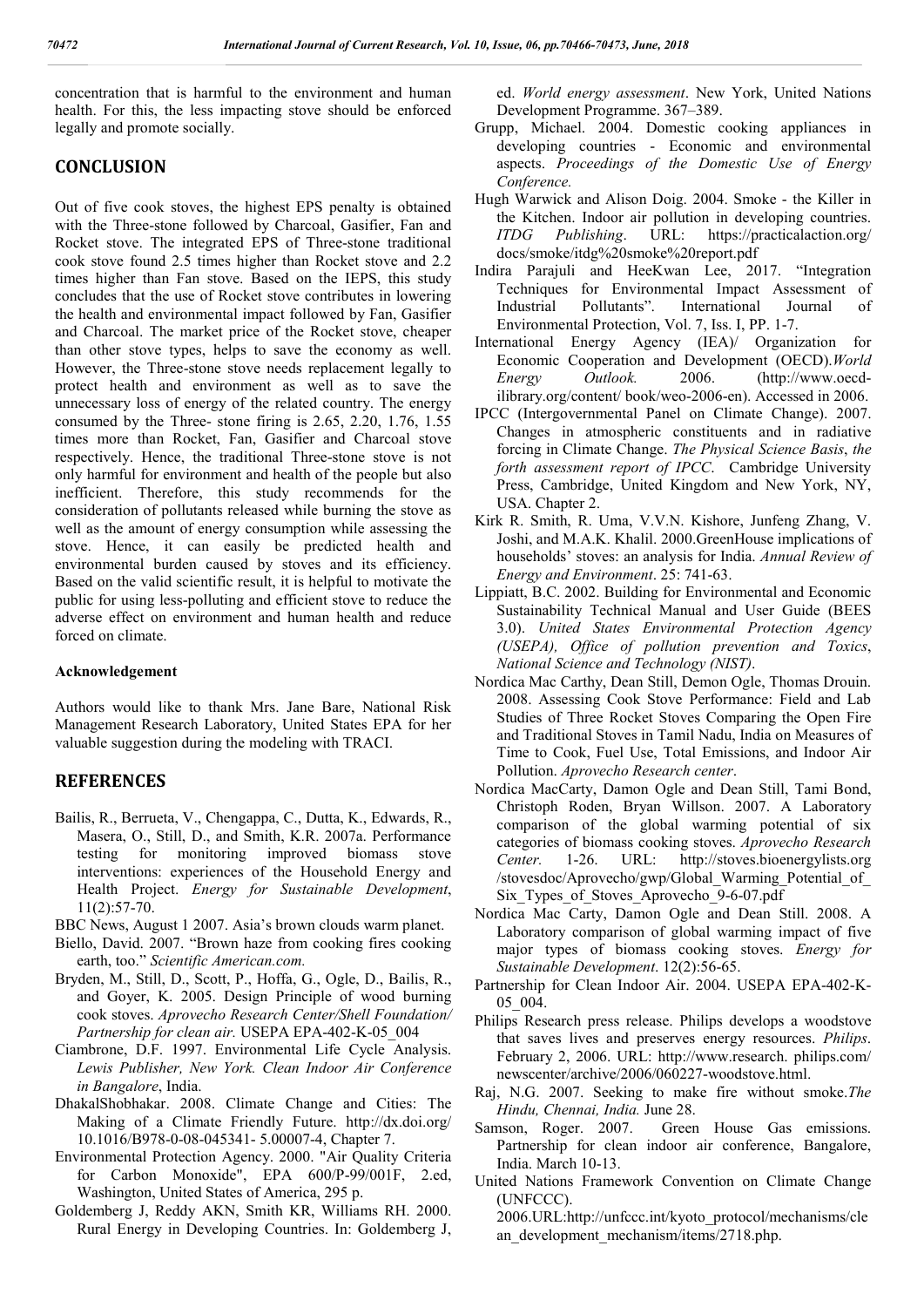concentration that is harmful to the environment and human health. For this, the less impacting stove should be enforced legally and promote socially.

## CONCLUSION

Out of five cook stoves, the highest EPS penalty is obtained with the Three-stone followed by Charcoal, Gasifier, Fan and Rocket stove. The integrated EPS of Three-stone traditional cook stove found 2.5 times higher than Rocket stove and 2.2 times higher than Fan stove. Based on the IEPS, this study concludes that the use of Rocket stove contributes in lowering the health and environmental impact followed by Fan, Gasifier and Charcoal. The market price of the Rocket stove, cheaper than other stove types, helps to save the economy as well. However, the Three-stone stove needs replacement legally to protect health and environment as well as to save the unnecessary loss of energy of the related country. The energy consumed by the Three- stone firing is 2.65, 2.20, 1.76, 1.55 times more than Rocket, Fan, Gasifier and Charcoal stove respectively. Hence, the traditional Three-stone stove is not only harmful for environment and health of the people but also inefficient. Therefore, this study recommends for the consideration of pollutants released while burning the stove as well as the amount of energy consumption while assessing the stove. Hence, it can easily be predicted health and environmental burden caused by stoves and its efficiency. Based on the valid scientific result, it is helpful to motivate the public for using less-polluting and efficient stove to reduce the adverse effect on environment and human health and reduce forced on climate.

### Acknowledgement

Authors would like to thank Mrs. Jane Bare, National Risk Management Research Laboratory, United States EPA for her valuable suggestion during the modeling with TRACI.

## REFERENCES

Bailis, R., Berrueta, V., Chengappa, C., Dutta, K., Edwards, R., Masera, O., Still, D., and Smith, K.R. 2007a. Performance testing for monitoring improved biomass stove interventions: experiences of the Household Energy and Health Project. *Energy for Sustainable Development*, 11(2):57-70.

BBC News, August 1 2007. Asia's brown clouds warm planet.

Biello, David. 2007. "Brown haze from cooking fires cooking earth, too." *Scientific American.com.*

Bryden, M., Still, D., Scott, P., Hoffa, G., Ogle, D., Bailis, R., and Goyer, K. 2005. Design Principle of wood burning cook stoves. *Aprovecho Research Center/Shell Foundation/ Partnership for clean air*. USEPA EPA-402-K-05_004

Ciambrone, D.F. 1997. Environmental Life Cycle Analysis. *Lewis Publisher, New York. Clean Indoor Air Conference in Bangalore*, India.

DhakalShobhakar. 2008. Climate Change and Cities: The Making of a Climate Friendly Future. http://dx.doi.org/ 10.1016/B978-0-08-045341- 5.00007-4, Chapter 7.

Environmental Protection Agency. 2000. "Air Quality Criteria for Carbon Monoxide", EPA 600/P-99/001F, 2.ed, Washington, United States of America, 295 p.

Goldemberg J, Reddy AKN, Smith KR, Williams RH. 2000. Rural Energy in Developing Countries. In: Goldemberg J, ed. *World energy assessment*. New York, United Nations Development Programme. 367–389.

Grupp, Michael. 2004. Domestic cooking appliances in developing countries - Economic and environmental aspects. *Proceedings of the Domestic Use of Energy Conference.*

Hugh Warwick and Alison Doig. 2004. Smoke - the Killer in the Kitchen. Indoor air pollution in developing countries. *ITDG Publishing*. URL: https://practicalaction.org/ docs/smoke/itdg%20smoke%20report.pdf

Indira Parajuli and HeeKwan Lee, 2017. "Integration Techniques for Environmental Impact Assessment of Industrial Pollutants". International Journal of Environmental Protection, Vol. 7, Iss. I, PP. 1-7.

International Energy Agency (IEA)/ Organization for Economic Cooperation and Development (OECD).*World Energy Outlook.* 2006. (http://www.oecd-ilibrary.org/content/ book/weo-2006-en). Accessed in 2006.

IPCC (Intergovernmental Panel on Climate Change). 2007. Changes in atmospheric constituents and in radiative forcing in Climate Change. *The Physical Science Basis*, *the forth assessment report of IPCC.* Cambridge University Press, Cambridge, United Kingdom and New York, NY, USA. Chapter 2.

Kirk R. Smith, R. Uma, V.V.N. Kishore, Junfeng Zhang, V. Joshi, and M.A.K. Khalil. 2000.GreenHouse implications of households' stoves: an analysis for India. *Annual Review of Energy and Environment*. 25: 741-63.

Lippiatt, B.C. 2002. Building for Environmental and Economic Sustainability Technical Manual and User Guide (BEES 3.0). *United States Environmental Protection Agency (USEPA), Office of pollution prevention and Toxics*, *National Science and Technology (NIST)*.

Nordica Mac Carthy, Dean Still, Demon Ogle, Thomas Drouin. 2008. Assessing Cook Stove Performance: Field and Lab Studies of Three Rocket Stoves Comparing the Open Fire and Traditional Stoves in Tamil Nadu, India on Measures of Time to Cook, Fuel Use, Total Emissions, and Indoor Air Pollution. *Aprovecho Research center*.

Nordica MacCarty, Damon Ogle and Dean Still, Tami Bond, Christoph Roden, Bryan Willson. 2007. A Laboratory comparison of the global warming potential of six categories of biomass cooking stoves. *Aprovecho Research Center.* 1-26. URL: http://stoves.bioenergylists.org /stovesdoc/Aprovecho/gwp/Global_Warming_Potential_of_ Six_Types_of_Stoves_Aprovecho_9-6-07.pdf

Nordica Mac Carty, Damon Ogle and Dean Still. 2008. A Laboratory comparison of global warming impact of five major types of biomass cooking stoves. *Energy for Sustainable Development*. 12(2):56-65.

Partnership for Clean Indoor Air. 2004. USEPA EPA-402-K-05_004.

Philips Research press release. Philips develops a woodstove that saves lives and preserves energy resources. *Philips*. February 2, 2006. URL: http://www.research. philips.com/ newscenter/archive/2006/060227-woodstove.html.

Raj, N.G. 2007. Seeking to make fire without smoke.*The Hindu, Chennai, India.* June 28.

Samson, Roger. 2007. Green House Gas emissions. Partnership for clean indoor air conference, Bangalore, India. March 10-13.

United Nations Framework Convention on Climate Change (UNFCCC). 2006.URL:http://unfccc.int/kyoto_protocol/mechanisms/clean_development_mechanism/items/2718.php.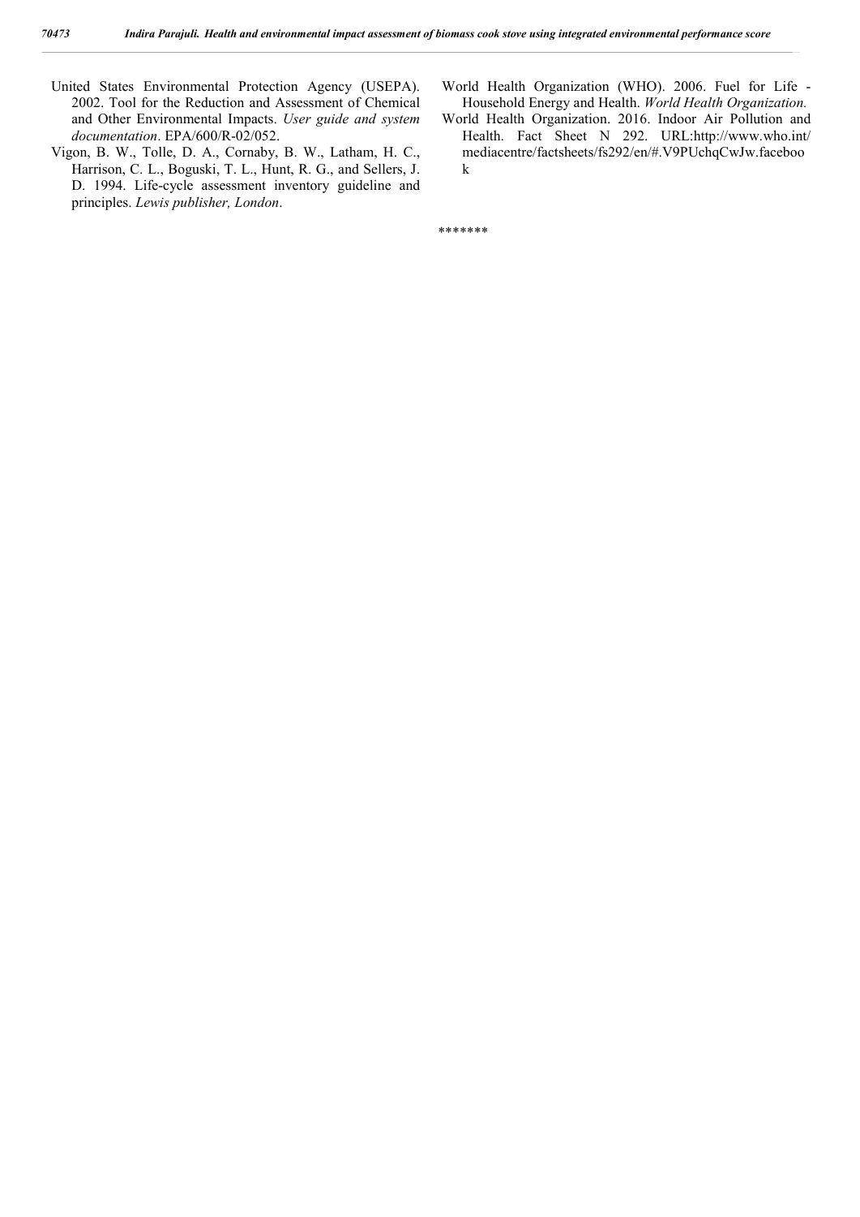United States Environmental Protection Agency (USEPA). 2002. Tool for the Reduction and Assessment of Chemical and Other Environmental Impacts. *User guide and system documentation*. EPA/600/R-02/052.

Vigon, B. W., Tolle, D. A., Cornaby, B. W., Latham, H. C., Harrison, C. L., Boguski, T. L., Hunt, R. G., and Sellers, J. D. 1994. Life-cycle assessment inventory guideline and principles. *Lewis publisher, London*.

World Health Organization (WHO). 2006. Fuel for Life - Household Energy and Health. *World Health Organization.*

World Health Organization. 2016. Indoor Air Pollution and Health. Fact Sheet N 292. URL:http://www.who.int/mediacentre/factsheets/fs292/en/#.V9PUchqCwJw.facebook

*******